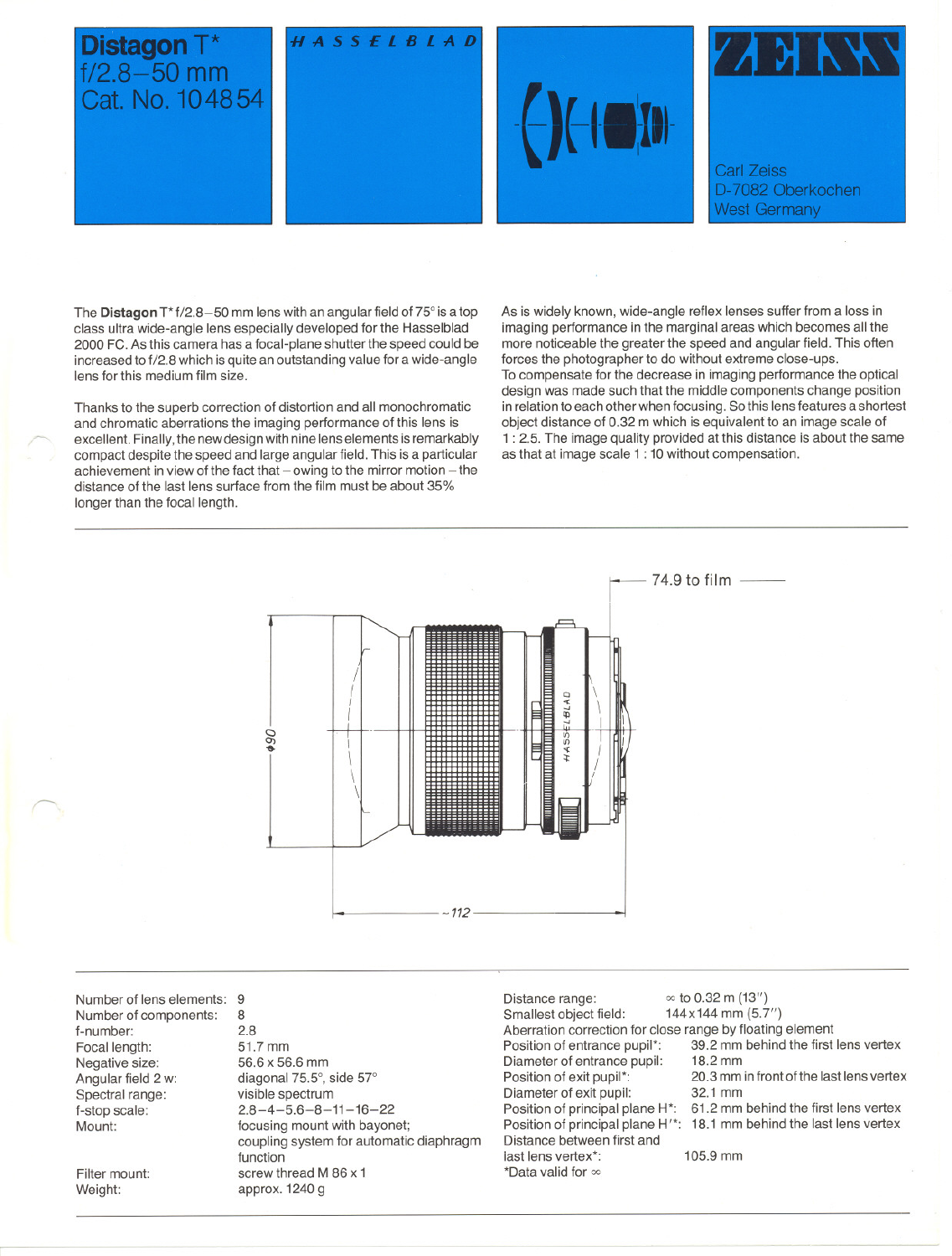# Distagon T* f/2.8–50 mm
Cat. No. 104854

*HASSELBLAD*

**ZEISS**

Carl Zeiss
D-7082 Oberkochen
West Germany

The **Distagon** T* f/2.8–50 mm lens with an angular field of 75° is a top class ultra wide-angle lens especially developed for the Hasselblad 2000 FC. As this camera has a focal-plane shutter the speed could be increased to f/2.8 which is quite an outstanding value for a wide-angle lens for this medium film size.

Thanks to the superb correction of distortion and all monochromatic and chromatic aberrations the imaging performance of this lens is excellent. Finally, the new design with nine lens elements is remarkably compact despite the speed and large angular field. This is a particular achievement in view of the fact that – owing to the mirror motion – the distance of the last lens surface from the film must be about 35% longer than the focal length.

As is widely known, wide-angle reflex lenses suffer from a loss in imaging performance in the marginal areas which becomes all the more noticeable the greater the speed and angular field. This often forces the photographer to do without extreme close-ups.
To compensate for the decrease in imaging performance the optical design was made such that the middle components change position in relation to each other when focusing. So this lens features a shortest object distance of 0.32 m which is equivalent to an image scale of 1 : 2.5. The image quality provided at this distance is about the same as that at image scale 1 : 10 without compensation.

74.9 to film

ϕ90

~112

HASSELBLAD

| | |
|---|---|
| Number of lens elements: | 9 |
| Number of components: | 8 |
| f-number: | 2.8 |
| Focal length: | 51.7 mm |
| Negative size: | 56.6 x 56.6 mm |
| Angular field 2 w: | diagonal 75.5°, side 57° |
| Spectral range: | visible spectrum |
| f-stop scale: | 2.8–4–5.6–8–11–16–22 |
| Mount: | focusing mount with bayonet; coupling system for automatic diaphragm function |
| Filter mount: | screw thread M 86 x 1 |
| Weight: | approx. 1240 g |

| | |
|---|---|
| Distance range: | ∞ to 0.32 m (13") |
| Smallest object field: | 144 x 144 mm (5.7") |
| Aberration correction for close range by floating element | |
| Position of entrance pupil*: | 39.2 mm behind the first lens vertex |
| Diameter of entrance pupil: | 18.2 mm |
| Position of exit pupil*: | 20.3 mm in front of the last lens vertex |
| Diameter of exit pupil: | 32.1 mm |
| Position of principal plane H*: | 61.2 mm behind the first lens vertex |
| Position of principal plane H'*: | 18.1 mm behind the last lens vertex |
| Distance between first and last lens vertex*: | 105.9 mm |

*Data valid for ∞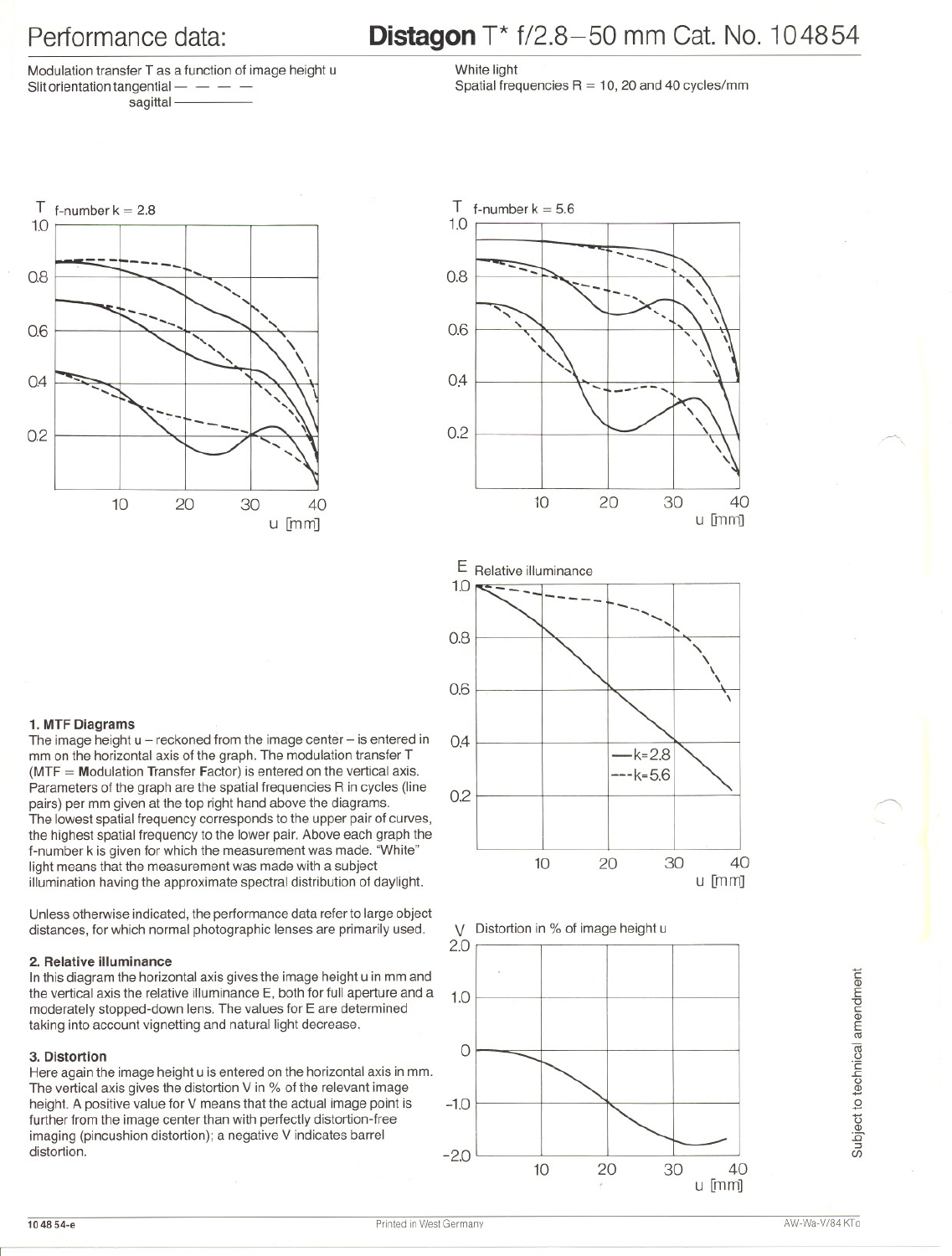# Performance data: **Distagon** T* f/2.8–50 mm Cat. No. 104854

Modulation transfer T as a function of image height u
Slit orientation tangential — — — —
sagittal ————

White light
Spatial frequencies R = 10, 20 and 40 cycles/mm

T f-number k = 2.8
1.0
0.8
0.6
0.4
0.2
10 20 30 40
u [mm]

T f-number k = 5.6
1.0
0.8
0.6
0.4
0.2
10 20 30 40
u [mm]

E Relative illuminance
1.0
0.8
0.6
0.4
0.2
—k=2.8
---k=5.6
10 20 30 40
u [mm]

V Distortion in % of image height u
2.0
1.0
0
-1.0
-2.0
10 20 30 40
u [mm]

### 1. MTF Diagrams

The image height u – reckoned from the image center – is entered in mm on the horizontal axis of the graph. The modulation transfer T (MTF = **M**odulation **T**ransfer **F**actor) is entered on the vertical axis. Parameters of the graph are the spatial frequencies R in cycles (line pairs) per mm given at the top right hand above the diagrams. The lowest spatial frequency corresponds to the upper pair of curves, the highest spatial frequency to the lower pair. Above each graph the f-number k is given for which the measurement was made. "White" light means that the measurement was made with a subject illumination having the approximate spectral distribution of daylight.

Unless otherwise indicated, the performance data refer to large object distances, for which normal photographic lenses are primarily used.

### 2. Relative illuminance

In this diagram the horizontal axis gives the image height u in mm and the vertical axis the relative illuminance E, both for full aperture and a moderately stopped-down lens. The values for E are determined taking into account vignetting and natural light decrease.

### 3. Distortion

Here again the image height u is entered on the horizontal axis in mm. The vertical axis gives the distortion V in % of the relevant image height. A positive value for V means that the actual image point is further from the image center than with perfectly distortion-free imaging (pincushion distortion); a negative V indicates barrel distortion.

Subject to technical amendment

10 48 54-e Printed in West Germany AW-Wa-V/84 KTo